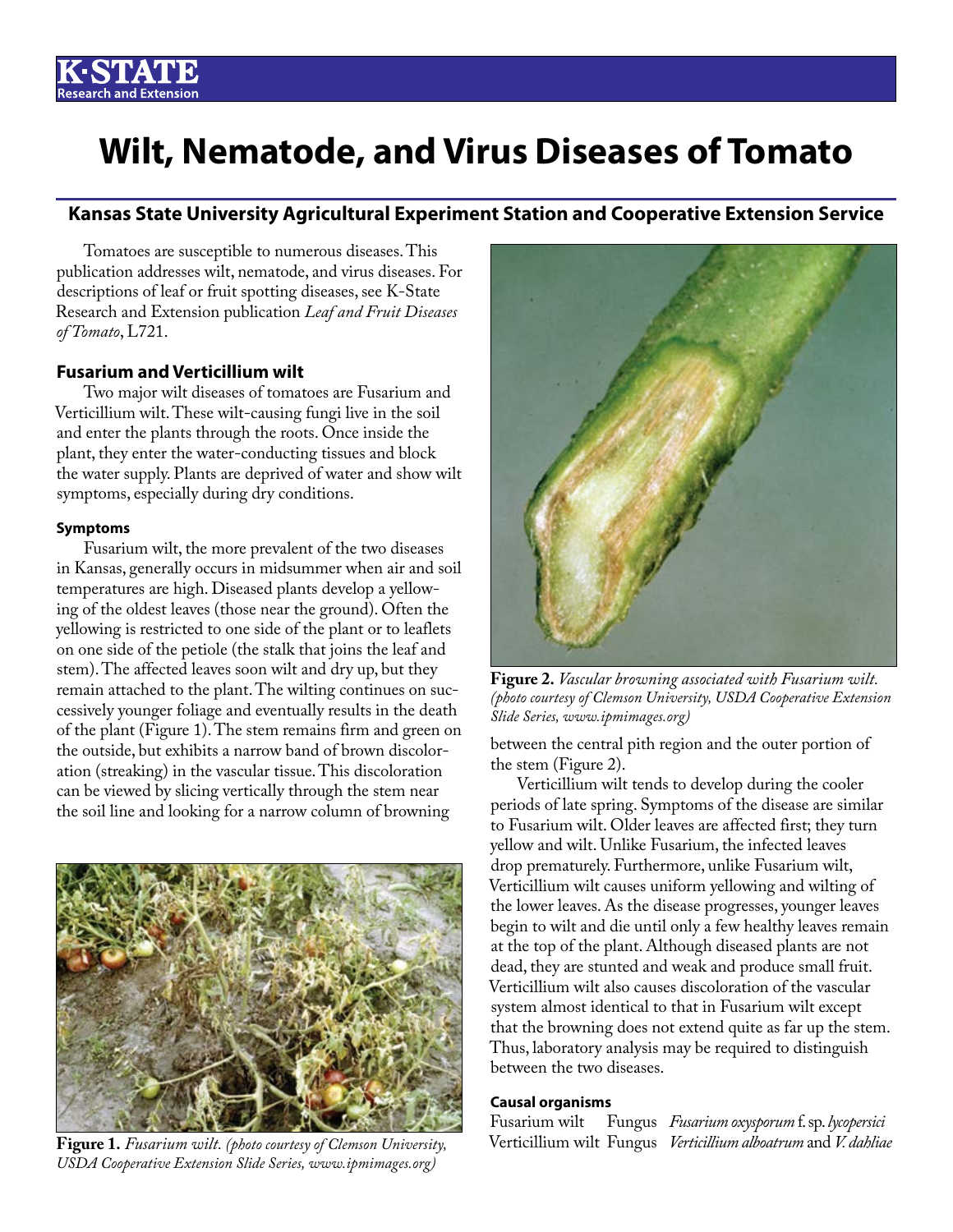# Wilt, Nematode, and Virus Diseases of Tomato

**Kansas State University Agricultural Experiment Station and Cooperative Extension Service**

Tomatoes are susceptible to numerous diseases. This publication addresses wilt, nematode, and virus diseases. For descriptions of leaf or fruit spotting diseases, see K-State Research and Extension publication *Leaf and Fruit Diseases of Tomato*, L721.

## Fusarium and Verticillium wilt

Two major wilt diseases of tomatoes are Fusarium and Verticillium wilt. These wilt-causing fungi live in the soil and enter the plants through the roots. Once inside the plant, they enter the water-conducting tissues and block the water supply. Plants are deprived of water and show wilt symptoms, especially during dry conditions.

### Symptoms

Fusarium wilt, the more prevalent of the two diseases in Kansas, generally occurs in midsummer when air and soil temperatures are high. Diseased plants develop a yellowing of the oldest leaves (those near the ground). Often the yellowing is restricted to one side of the plant or to leaflets on one side of the petiole (the stalk that joins the leaf and stem). The affected leaves soon wilt and dry up, but they remain attached to the plant. The wilting continues on successively younger foliage and eventually results in the death of the plant (Figure 1). The stem remains firm and green on the outside, but exhibits a narrow band of brown discoloration (streaking) in the vascular tissue. This discoloration can be viewed by slicing vertically through the stem near the soil line and looking for a narrow column of browning between the central pith region and the outer portion of the stem (Figure 2).

**Figure 1.** *Fusarium wilt. (photo courtesy of Clemson University, USDA Cooperative Extension Slide Series, www.ipmimages.org)*

**Figure 2.** *Vascular browning associated with Fusarium wilt. (photo courtesy of Clemson University, USDA Cooperative Extension Slide Series, www.ipmimages.org)*

Verticillium wilt tends to develop during the cooler periods of late spring. Symptoms of the disease are similar to Fusarium wilt. Older leaves are affected first; they turn yellow and wilt. Unlike Fusarium, the infected leaves drop prematurely. Furthermore, unlike Fusarium wilt, Verticillium wilt causes uniform yellowing and wilting of the lower leaves. As the disease progresses, younger leaves begin to wilt and die until only a few healthy leaves remain at the top of the plant. Although diseased plants are not dead, they are stunted and weak and produce small fruit. Verticillium wilt also causes discoloration of the vascular system almost identical to that in Fusarium wilt except that the browning does not extend quite as far up the stem. Thus, laboratory analysis may be required to distinguish between the two diseases.

### Causal organisms

| | | |
|---|---|---|
| Fusarium wilt | Fungus | *Fusarium oxysporum* f. sp. *lycopersici* |
| Verticillium wilt | Fungus | *Verticillium alboatrum* and *V. dahliae* |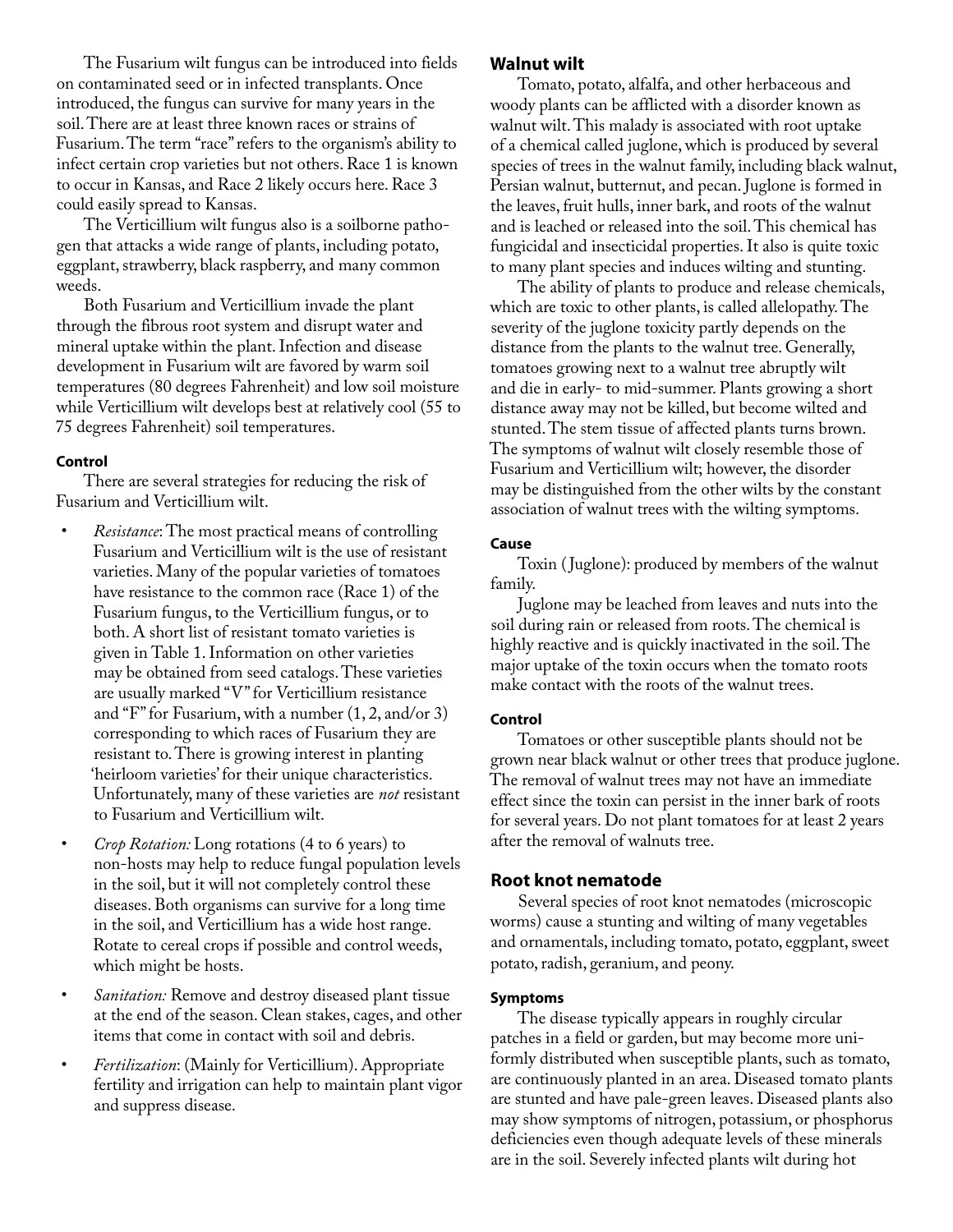The Fusarium wilt fungus can be introduced into fields on contaminated seed or in infected transplants. Once introduced, the fungus can survive for many years in the soil. There are at least three known races or strains of Fusarium. The term "race" refers to the organism's ability to infect certain crop varieties but not others. Race 1 is known to occur in Kansas, and Race 2 likely occurs here. Race 3 could easily spread to Kansas.

The Verticillium wilt fungus also is a soilborne pathogen that attacks a wide range of plants, including potato, eggplant, strawberry, black raspberry, and many common weeds.

Both Fusarium and Verticillium invade the plant through the fibrous root system and disrupt water and mineral uptake within the plant. Infection and disease development in Fusarium wilt are favored by warm soil temperatures (80 degrees Fahrenheit) and low soil moisture while Verticillium wilt develops best at relatively cool (55 to 75 degrees Fahrenheit) soil temperatures.

#### Control

There are several strategies for reducing the risk of Fusarium and Verticillium wilt.

- *Resistance*: The most practical means of controlling Fusarium and Verticillium wilt is the use of resistant varieties. Many of the popular varieties of tomatoes have resistance to the common race (Race 1) of the Fusarium fungus, to the Verticillium fungus, or to both. A short list of resistant tomato varieties is given in Table 1. Information on other varieties may be obtained from seed catalogs. These varieties are usually marked "V" for Verticillium resistance and "F" for Fusarium, with a number (1, 2, and/or 3) corresponding to which races of Fusarium they are resistant to. There is growing interest in planting 'heirloom varieties' for their unique characteristics. Unfortunately, many of these varieties are *not* resistant to Fusarium and Verticillium wilt.
- *Crop Rotation:* Long rotations (4 to 6 years) to non-hosts may help to reduce fungal population levels in the soil, but it will not completely control these diseases. Both organisms can survive for a long time in the soil, and Verticillium has a wide host range. Rotate to cereal crops if possible and control weeds, which might be hosts.
- *Sanitation:* Remove and destroy diseased plant tissue at the end of the season. Clean stakes, cages, and other items that come in contact with soil and debris.
- *Fertilization*: (Mainly for Verticillium). Appropriate fertility and irrigation can help to maintain plant vigor and suppress disease.

### Walnut wilt

Tomato, potato, alfalfa, and other herbaceous and woody plants can be afflicted with a disorder known as walnut wilt. This malady is associated with root uptake of a chemical called juglone, which is produced by several species of trees in the walnut family, including black walnut, Persian walnut, butternut, and pecan. Juglone is formed in the leaves, fruit hulls, inner bark, and roots of the walnut and is leached or released into the soil. This chemical has fungicidal and insecticidal properties. It also is quite toxic to many plant species and induces wilting and stunting.

The ability of plants to produce and release chemicals, which are toxic to other plants, is called allelopathy. The severity of the juglone toxicity partly depends on the distance from the plants to the walnut tree. Generally, tomatoes growing next to a walnut tree abruptly wilt and die in early- to mid-summer. Plants growing a short distance away may not be killed, but become wilted and stunted. The stem tissue of affected plants turns brown. The symptoms of walnut wilt closely resemble those of Fusarium and Verticillium wilt; however, the disorder may be distinguished from the other wilts by the constant association of walnut trees with the wilting symptoms.

#### Cause

Toxin (Juglone): produced by members of the walnut family.

Juglone may be leached from leaves and nuts into the soil during rain or released from roots. The chemical is highly reactive and is quickly inactivated in the soil. The major uptake of the toxin occurs when the tomato roots make contact with the roots of the walnut trees.

#### Control

Tomatoes or other susceptible plants should not be grown near black walnut or other trees that produce juglone. The removal of walnut trees may not have an immediate effect since the toxin can persist in the inner bark of roots for several years. Do not plant tomatoes for at least 2 years after the removal of walnuts tree.

### Root knot nematode

Several species of root knot nematodes (microscopic worms) cause a stunting and wilting of many vegetables and ornamentals, including tomato, potato, eggplant, sweet potato, radish, geranium, and peony.

#### Symptoms

The disease typically appears in roughly circular patches in a field or garden, but may become more uniformly distributed when susceptible plants, such as tomato, are continuously planted in an area. Diseased tomato plants are stunted and have pale-green leaves. Diseased plants also may show symptoms of nitrogen, potassium, or phosphorus deficiencies even though adequate levels of these minerals are in the soil. Severely infected plants wilt during hot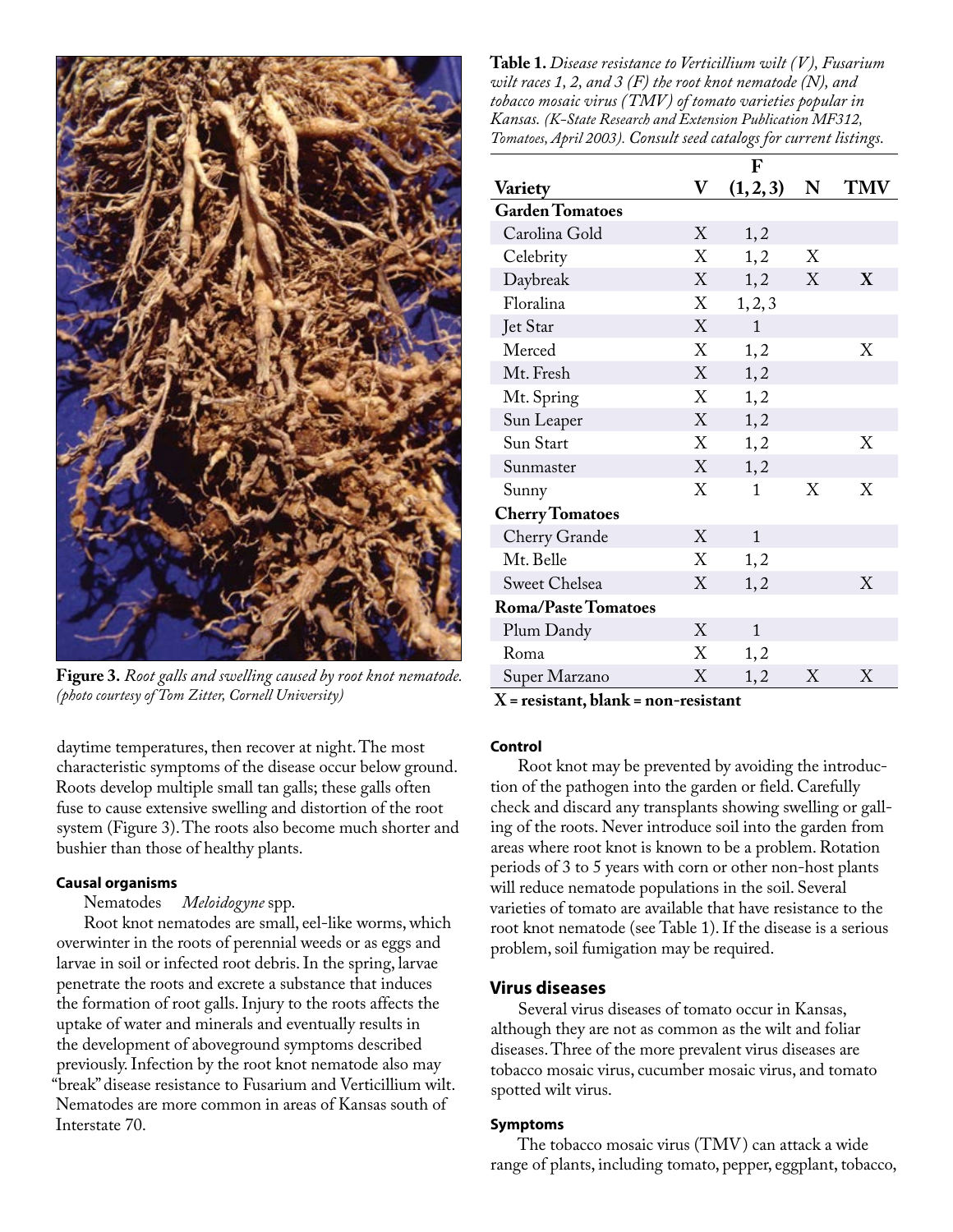**Figure 3.** *Root galls and swelling caused by root knot nematode. (photo courtesy of Tom Zitter, Cornell University)*

daytime temperatures, then recover at night. The most characteristic symptoms of the disease occur below ground. Roots develop multiple small tan galls; these galls often fuse to cause extensive swelling and distortion of the root system (Figure 3). The roots also become much shorter and bushier than those of healthy plants.

#### Causal organisms

Nematodes *Meloidogyne* spp.

Root knot nematodes are small, eel-like worms, which overwinter in the roots of perennial weeds or as eggs and larvae in soil or infected root debris. In the spring, larvae penetrate the roots and excrete a substance that induces the formation of root galls. Injury to the roots affects the uptake of water and minerals and eventually results in the development of aboveground symptoms described previously. Infection by the root knot nematode also may "break" disease resistance to Fusarium and Verticillium wilt. Nematodes are more common in areas of Kansas south of Interstate 70.

**Table 1.** *Disease resistance to Verticillium wilt (V), Fusarium wilt races 1, 2, and 3 (F) the root knot nematode (N), and tobacco mosaic virus (TMV) of tomato varieties popular in Kansas. (K-State Research and Extension Publication MF312, Tomatoes, April 2003). Consult seed catalogs for current listings.*

| Variety | V | F (1, 2, 3) | N | TMV |
|---|---|---|---|---|
| **Garden Tomatoes** | | | | |
| Carolina Gold | X | 1, 2 | | |
| Celebrity | X | 1, 2 | X | |
| Daybreak | X | 1, 2 | X | X |
| Floralina | X | 1, 2, 3 | | |
| Jet Star | X | 1 | | |
| Merced | X | 1, 2 | | X |
| Mt. Fresh | X | 1, 2 | | |
| Mt. Spring | X | 1, 2 | | |
| Sun Leaper | X | 1, 2 | | |
| Sun Start | X | 1, 2 | | X |
| Sunmaster | X | 1, 2 | | |
| Sunny | X | 1 | X | X |
| **Cherry Tomatoes** | | | | |
| Cherry Grande | X | 1 | | |
| Mt. Belle | X | 1, 2 | | |
| Sweet Chelsea | X | 1, 2 | | X |
| **Roma/Paste Tomatoes** | | | | |
| Plum Dandy | X | 1 | | |
| Roma | X | 1, 2 | | |
| Super Marzano | X | 1, 2 | X | X |

**X = resistant, blank = non-resistant**

#### Control

Root knot may be prevented by avoiding the introduction of the pathogen into the garden or field. Carefully check and discard any transplants showing swelling or galling of the roots. Never introduce soil into the garden from areas where root knot is known to be a problem. Rotation periods of 3 to 5 years with corn or other non-host plants will reduce nematode populations in the soil. Several varieties of tomato are available that have resistance to the root knot nematode (see Table 1). If the disease is a serious problem, soil fumigation may be required.

### Virus diseases

Several virus diseases of tomato occur in Kansas, although they are not as common as the wilt and foliar diseases. Three of the more prevalent virus diseases are tobacco mosaic virus, cucumber mosaic virus, and tomato spotted wilt virus.

#### Symptoms

The tobacco mosaic virus (TMV) can attack a wide range of plants, including tomato, pepper, eggplant, tobacco,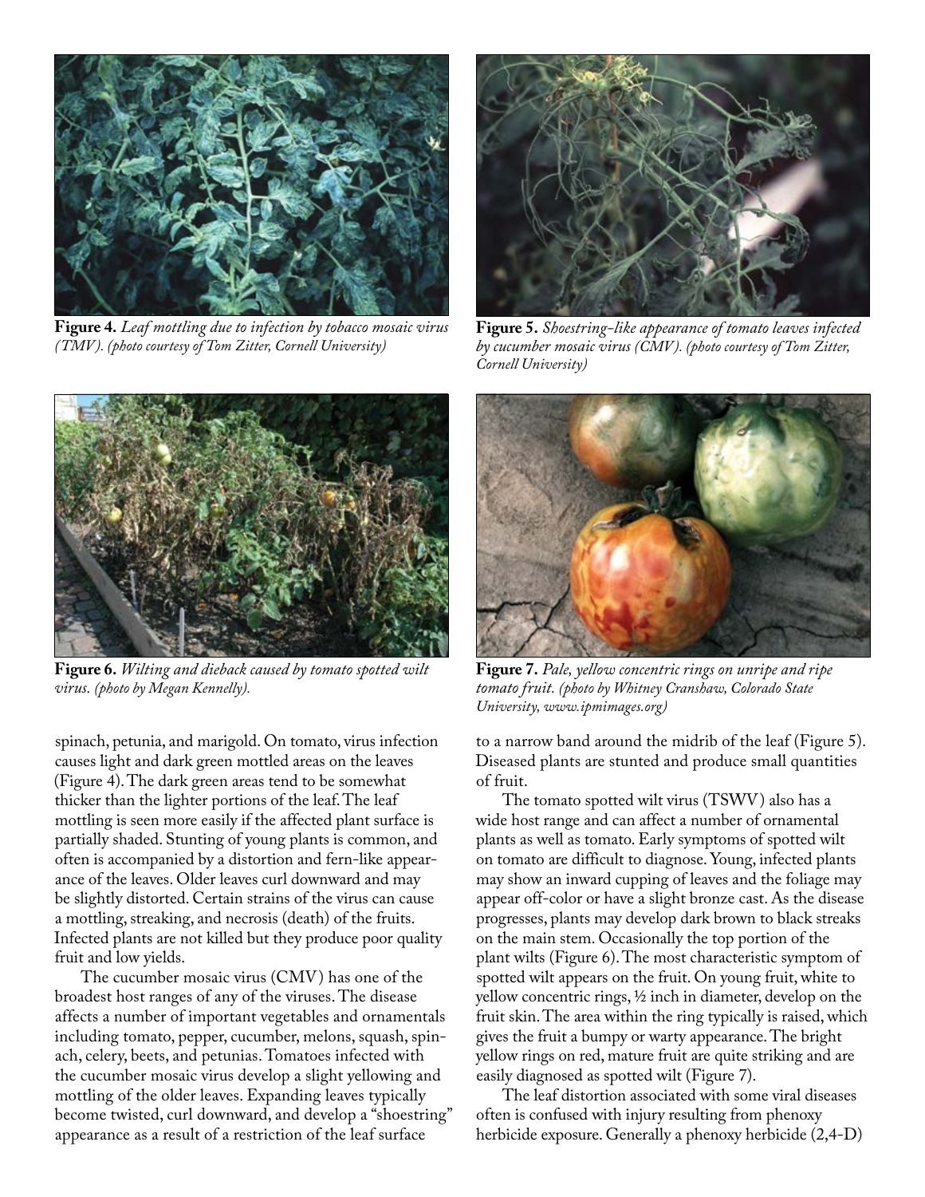**Figure 4.** *Leaf mottling due to infection by tobacco mosaic virus (TMV). (photo courtesy of Tom Zitter, Cornell University)*

**Figure 5.** *Shoestring-like appearance of tomato leaves infected by cucumber mosaic virus (CMV). (photo courtesy of Tom Zitter, Cornell University)*

**Figure 6.** *Wilting and dieback caused by tomato spotted wilt virus. (photo by Megan Kennelly).*

**Figure 7.** *Pale, yellow concentric rings on unripe and ripe tomato fruit. (photo by Whitney Cranshaw, Colorado State University, www.ipmimages.org)*

spinach, petunia, and marigold. On tomato, virus infection causes light and dark green mottled areas on the leaves (Figure 4). The dark green areas tend to be somewhat thicker than the lighter portions of the leaf. The leaf mottling is seen more easily if the affected plant surface is partially shaded. Stunting of young plants is common, and often is accompanied by a distortion and fern-like appearance of the leaves. Older leaves curl downward and may be slightly distorted. Certain strains of the virus can cause a mottling, streaking, and necrosis (death) of the fruits. Infected plants are not killed but they produce poor quality fruit and low yields.

The cucumber mosaic virus (CMV) has one of the broadest host ranges of any of the viruses. The disease affects a number of important vegetables and ornamentals including tomato, pepper, cucumber, melons, squash, spinach, celery, beets, and petunias. Tomatoes infected with the cucumber mosaic virus develop a slight yellowing and mottling of the older leaves. Expanding leaves typically become twisted, curl downward, and develop a "shoestring" appearance as a result of a restriction of the leaf surface to a narrow band around the midrib of the leaf (Figure 5). Diseased plants are stunted and produce small quantities of fruit.

The tomato spotted wilt virus (TSWV) also has a wide host range and can affect a number of ornamental plants as well as tomato. Early symptoms of spotted wilt on tomato are difficult to diagnose. Young, infected plants may show an inward cupping of leaves and the foliage may appear off-color or have a slight bronze cast. As the disease progresses, plants may develop dark brown to black streaks on the main stem. Occasionally the top portion of the plant wilts (Figure 6). The most characteristic symptom of spotted wilt appears on the fruit. On young fruit, white to yellow concentric rings, ½ inch in diameter, develop on the fruit skin. The area within the ring typically is raised, which gives the fruit a bumpy or warty appearance. The bright yellow rings on red, mature fruit are quite striking and are easily diagnosed as spotted wilt (Figure 7).

The leaf distortion associated with some viral diseases often is confused with injury resulting from phenoxy herbicide exposure. Generally a phenoxy herbicide (2,4-D)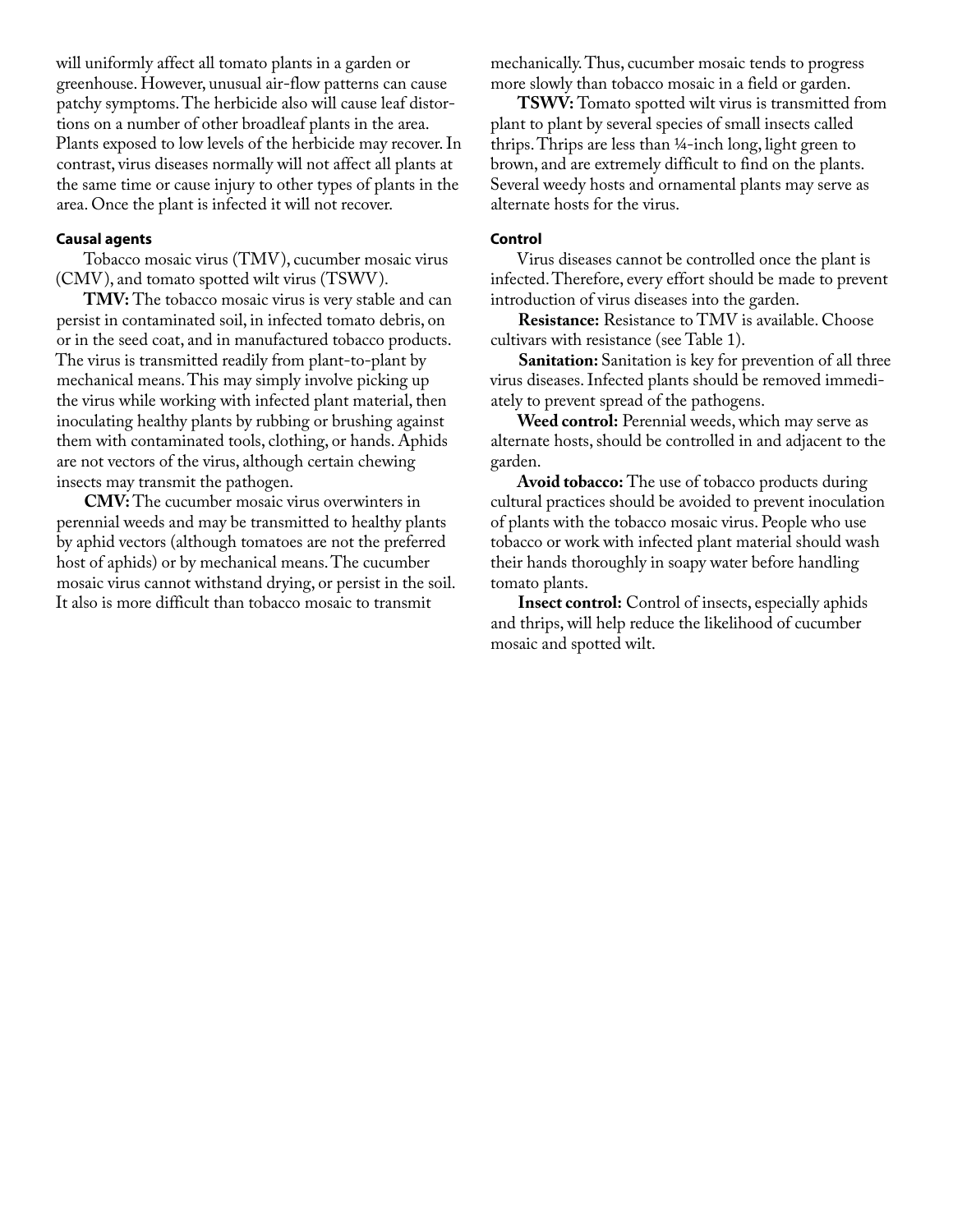will uniformly affect all tomato plants in a garden or greenhouse. However, unusual air-flow patterns can cause patchy symptoms. The herbicide also will cause leaf distortions on a number of other broadleaf plants in the area. Plants exposed to low levels of the herbicide may recover. In contrast, virus diseases normally will not affect all plants at the same time or cause injury to other types of plants in the area. Once the plant is infected it will not recover.

#### Causal agents

Tobacco mosaic virus (TMV), cucumber mosaic virus (CMV), and tomato spotted wilt virus (TSWV).

**TMV:** The tobacco mosaic virus is very stable and can persist in contaminated soil, in infected tomato debris, on or in the seed coat, and in manufactured tobacco products. The virus is transmitted readily from plant-to-plant by mechanical means. This may simply involve picking up the virus while working with infected plant material, then inoculating healthy plants by rubbing or brushing against them with contaminated tools, clothing, or hands. Aphids are not vectors of the virus, although certain chewing insects may transmit the pathogen.

**CMV:** The cucumber mosaic virus overwinters in perennial weeds and may be transmitted to healthy plants by aphid vectors (although tomatoes are not the preferred host of aphids) or by mechanical means. The cucumber mosaic virus cannot withstand drying, or persist in the soil. It also is more difficult than tobacco mosaic to transmit mechanically. Thus, cucumber mosaic tends to progress more slowly than tobacco mosaic in a field or garden.

**TSWV:** Tomato spotted wilt virus is transmitted from plant to plant by several species of small insects called thrips. Thrips are less than ¼-inch long, light green to brown, and are extremely difficult to find on the plants. Several weedy hosts and ornamental plants may serve as alternate hosts for the virus.

#### Control

Virus diseases cannot be controlled once the plant is infected. Therefore, every effort should be made to prevent introduction of virus diseases into the garden.

**Resistance:** Resistance to TMV is available. Choose cultivars with resistance (see Table 1).

**Sanitation:** Sanitation is key for prevention of all three virus diseases. Infected plants should be removed immediately to prevent spread of the pathogens.

**Weed control:** Perennial weeds, which may serve as alternate hosts, should be controlled in and adjacent to the garden.

**Avoid tobacco:** The use of tobacco products during cultural practices should be avoided to prevent inoculation of plants with the tobacco mosaic virus. People who use tobacco or work with infected plant material should wash their hands thoroughly in soapy water before handling tomato plants.

**Insect control:** Control of insects, especially aphids and thrips, will help reduce the likelihood of cucumber mosaic and spotted wilt.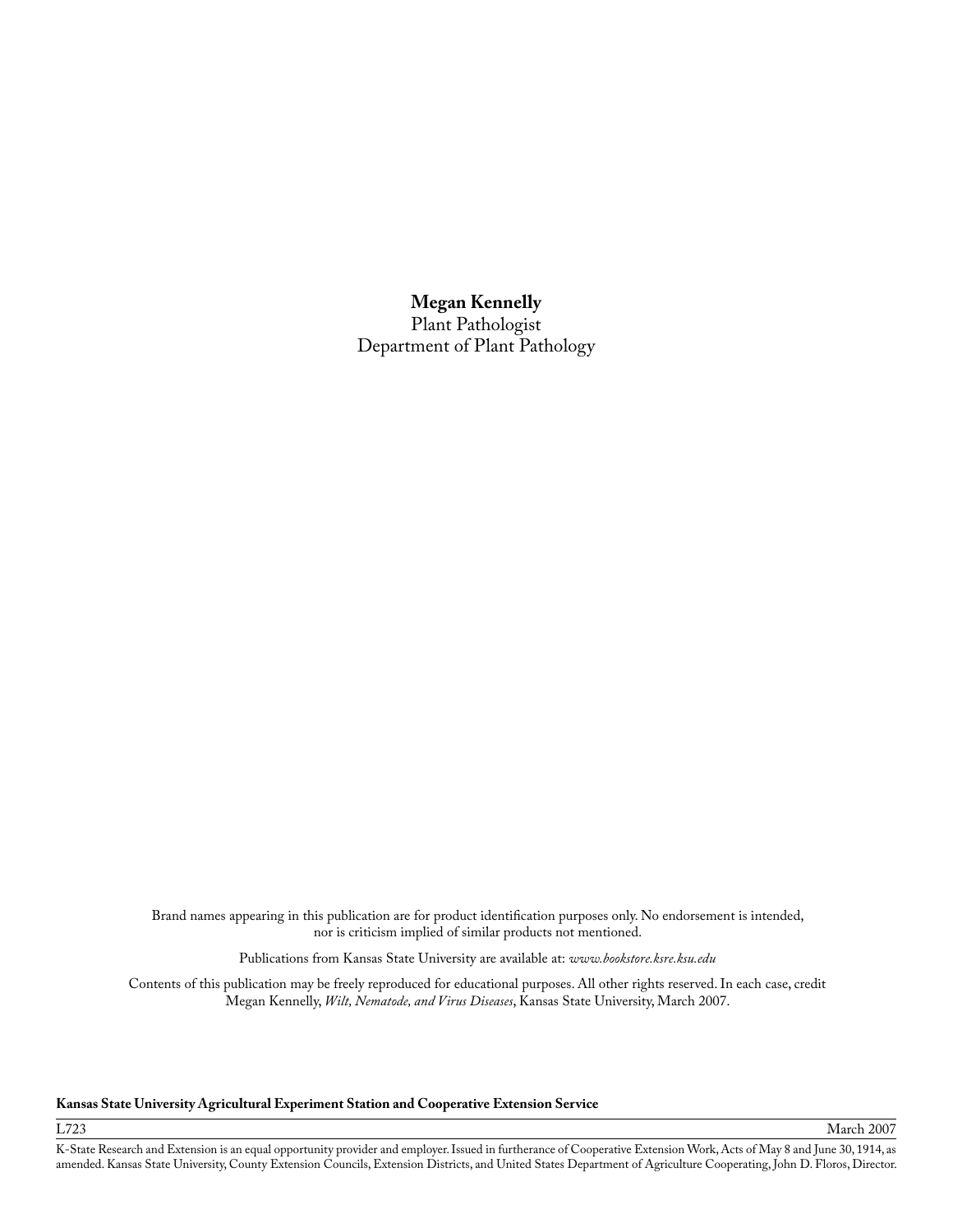**Megan Kennelly**
Plant Pathologist
Department of Plant Pathology

Brand names appearing in this publication are for product identification purposes only. No endorsement is intended, nor is criticism implied of similar products not mentioned.

Publications from Kansas State University are available at: *www.bookstore.ksre.ksu.edu*

Contents of this publication may be freely reproduced for educational purposes. All other rights reserved. In each case, credit Megan Kennelly, *Wilt, Nematode, and Virus Diseases*, Kansas State University, March 2007.

**Kansas State University Agricultural Experiment Station and Cooperative Extension Service**

L723 March 2007

K-State Research and Extension is an equal opportunity provider and employer. Issued in furtherance of Cooperative Extension Work, Acts of May 8 and June 30, 1914, as amended. Kansas State University, County Extension Councils, Extension Districts, and United States Department of Agriculture Cooperating, John D. Floros, Director.